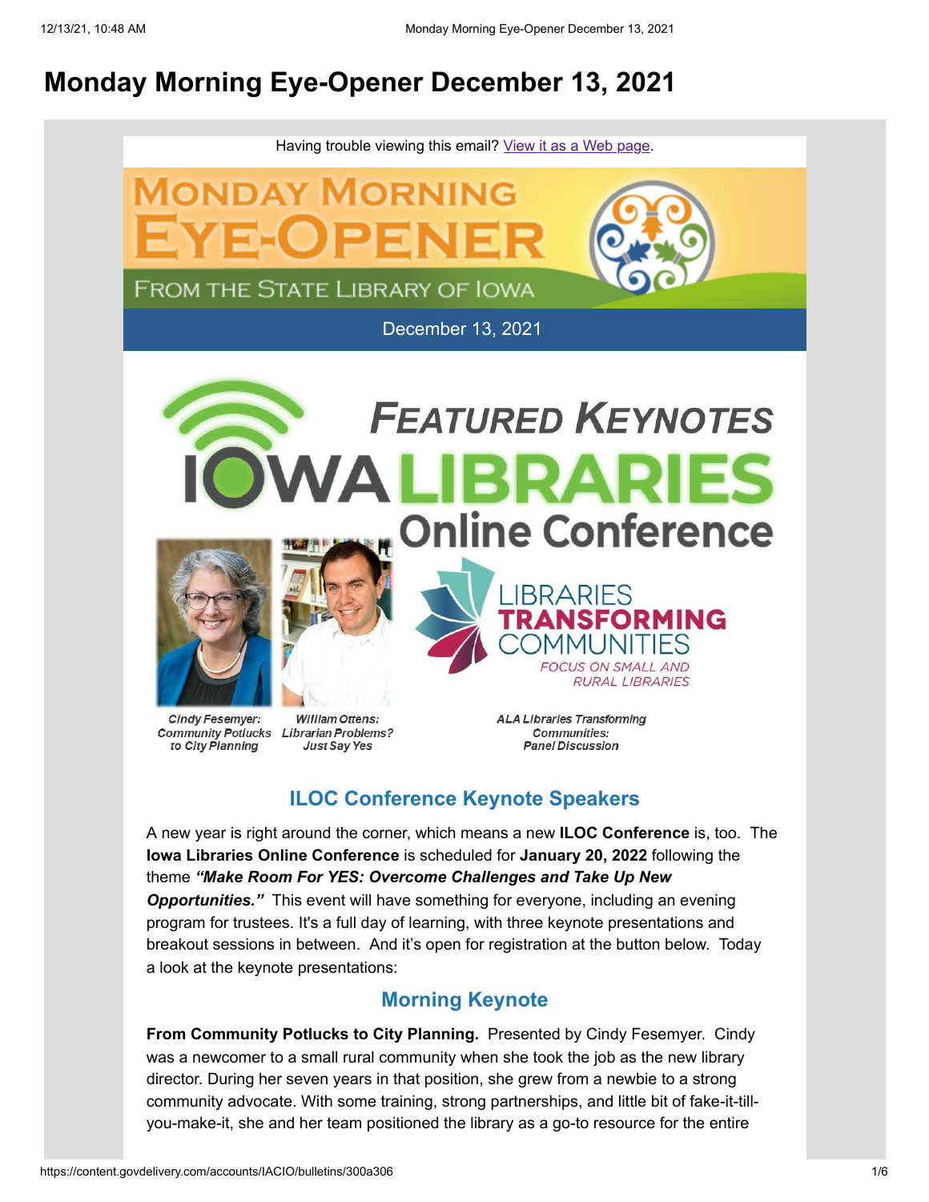# Monday Morning Eye-Opener December 13, 2021

Having trouble viewing this email? View it as a Web page.

MONDAY MORNING EYE-OPENER FROM THE STATE LIBRARY OF IOWA

December 13, 2021

FEATURED KEYNOTES IOWA LIBRARIES Online Conference

Cindy Fesemyer: Community Potlucks to City Planning

William Ottens: Librarian Problems? Just Say Yes

ALA Libraries Transforming Communities: Panel Discussion

## ILOC Conference Keynote Speakers

A new year is right around the corner, which means a new **ILOC Conference** is, too. The **Iowa Libraries Online Conference** is scheduled for **January 20, 2022** following the theme ***"Make Room For YES: Overcome Challenges and Take Up New Opportunities."*** This event will have something for everyone, including an evening program for trustees. It's a full day of learning, with three keynote presentations and breakout sessions in between. And it's open for registration at the button below. Today a look at the keynote presentations:

### Morning Keynote

**From Community Potlucks to City Planning.** Presented by Cindy Fesemyer. Cindy was a newcomer to a small rural community when she took the job as the new library director. During her seven years in that position, she grew from a newbie to a strong community advocate. With some training, strong partnerships, and little bit of fake-it-till-you-make-it, she and her team positioned the library as a go-to resource for the entire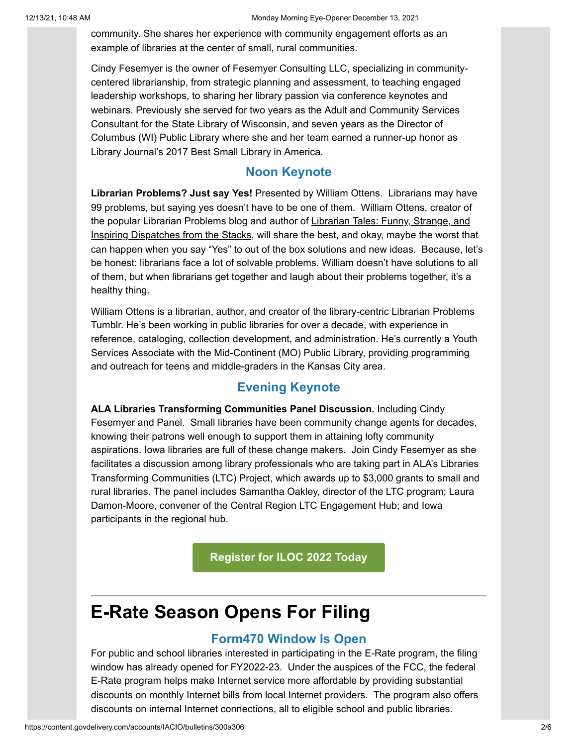community. She shares her experience with community engagement efforts as an example of libraries at the center of small, rural communities.

Cindy Fesemyer is the owner of Fesemyer Consulting LLC, specializing in community-centered librarianship, from strategic planning and assessment, to teaching engaged leadership workshops, to sharing her library passion via conference keynotes and webinars. Previously she served for two years as the Adult and Community Services Consultant for the State Library of Wisconsin, and seven years as the Director of Columbus (WI) Public Library where she and her team earned a runner-up honor as Library Journal's 2017 Best Small Library in America.

### Noon Keynote

**Librarian Problems? Just say Yes!** Presented by William Ottens. Librarians may have 99 problems, but saying yes doesn't have to be one of them. William Ottens, creator of the popular Librarian Problems blog and author of Librarian Tales: Funny, Strange, and Inspiring Dispatches from the Stacks, will share the best, and okay, maybe the worst that can happen when you say "Yes" to out of the box solutions and new ideas. Because, let's be honest: librarians face a lot of solvable problems. William doesn't have solutions to all of them, but when librarians get together and laugh about their problems together, it's a healthy thing.

William Ottens is a librarian, author, and creator of the library-centric Librarian Problems Tumblr. He's been working in public libraries for over a decade, with experience in reference, cataloging, collection development, and administration. He's currently a Youth Services Associate with the Mid-Continent (MO) Public Library, providing programming and outreach for teens and middle-graders in the Kansas City area.

### Evening Keynote

**ALA Libraries Transforming Communities Panel Discussion.** Including Cindy Fesemyer and Panel. Small libraries have been community change agents for decades, knowing their patrons well enough to support them in attaining lofty community aspirations. Iowa libraries are full of these change makers. Join Cindy Fesemyer as she facilitates a discussion among library professionals who are taking part in ALA's Libraries Transforming Communities (LTC) Project, which awards up to $3,000 grants to small and rural libraries. The panel includes Samantha Oakley, director of the LTC program; Laura Damon-Moore, convener of the Central Region LTC Engagement Hub; and Iowa participants in the regional hub.

**Register for ILOC 2022 Today**

---

# E-Rate Season Opens For Filing

### Form470 Window Is Open

For public and school libraries interested in participating in the E-Rate program, the filing window has already opened for FY2022-23. Under the auspices of the FCC, the federal E-Rate program helps make Internet service more affordable by providing substantial discounts on monthly Internet bills from local Internet providers. The program also offers discounts on internal Internet connections, all to eligible school and public libraries.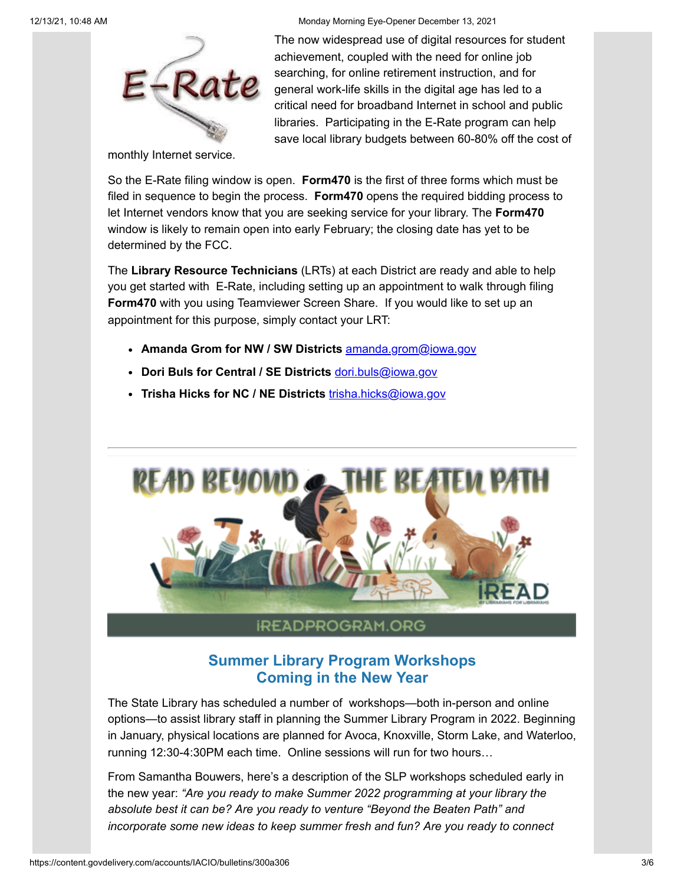The now widespread use of digital resources for student achievement, coupled with the need for online job searching, for online retirement instruction, and for general work-life skills in the digital age has led to a critical need for broadband Internet in school and public libraries. Participating in the E-Rate program can help save local library budgets between 60-80% off the cost of monthly Internet service.

So the E-Rate filing window is open. **Form470** is the first of three forms which must be filed in sequence to begin the process. **Form470** opens the required bidding process to let Internet vendors know that you are seeking service for your library. The **Form470** window is likely to remain open into early February; the closing date has yet to be determined by the FCC.

The **Library Resource Technicians** (LRTs) at each District are ready and able to help you get started with E-Rate, including setting up an appointment to walk through filing **Form470** with you using Teamviewer Screen Share. If you would like to set up an appointment for this purpose, simply contact your LRT:

- **Amanda Grom for NW / SW Districts** amanda.grom@iowa.gov
- **Dori Buls for Central / SE Districts** dori.buls@iowa.gov
- **Trisha Hicks for NC / NE Districts** trisha.hicks@iowa.gov

---

## Summer Library Program Workshops Coming in the New Year

The State Library has scheduled a number of workshops—both in-person and online options—to assist library staff in planning the Summer Library Program in 2022. Beginning in January, physical locations are planned for Avoca, Knoxville, Storm Lake, and Waterloo, running 12:30-4:30PM each time. Online sessions will run for two hours…

From Samantha Bouwers, here's a description of the SLP workshops scheduled early in the new year: *"Are you ready to make Summer 2022 programming at your library the absolute best it can be? Are you ready to venture "Beyond the Beaten Path" and incorporate some new ideas to keep summer fresh and fun? Are you ready to connect*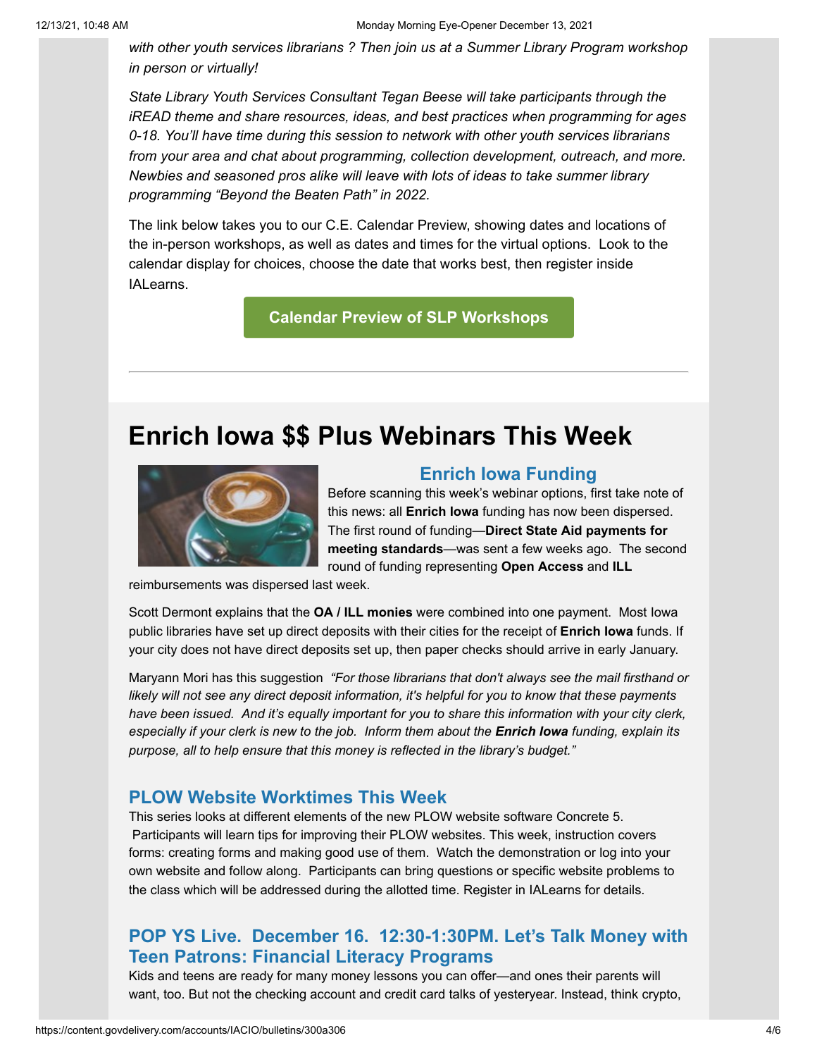*with other youth services librarians ? Then join us at a Summer Library Program workshop in person or virtually!*

*State Library Youth Services Consultant Tegan Beese will take participants through the iREAD theme and share resources, ideas, and best practices when programming for ages 0-18. You'll have time during this session to network with other youth services librarians from your area and chat about programming, collection development, outreach, and more. Newbies and seasoned pros alike will leave with lots of ideas to take summer library programming "Beyond the Beaten Path" in 2022.*

The link below takes you to our C.E. Calendar Preview, showing dates and locations of the in-person workshops, as well as dates and times for the virtual options. Look to the calendar display for choices, choose the date that works best, then register inside IALearns.

**Calendar Preview of SLP Workshops**

---

# Enrich Iowa $$ Plus Webinars This Week

## Enrich Iowa Funding

Before scanning this week's webinar options, first take note of this news: all **Enrich Iowa** funding has now been dispersed. The first round of funding—**Direct State Aid payments for meeting standards**—was sent a few weeks ago. The second round of funding representing **Open Access** and **ILL** reimbursements was dispersed last week.

Scott Dermont explains that the **OA / ILL monies** were combined into one payment. Most Iowa public libraries have set up direct deposits with their cities for the receipt of **Enrich Iowa** funds. If your city does not have direct deposits set up, then paper checks should arrive in early January.

Maryann Mori has this suggestion *"For those librarians that don't always see the mail firsthand or likely will not see any direct deposit information, it's helpful for you to know that these payments have been issued. And it's equally important for you to share this information with your city clerk, especially if your clerk is new to the job. Inform them about the **Enrich Iowa** funding, explain its purpose, all to help ensure that this money is reflected in the library's budget."*

## PLOW Website Worktimes This Week

This series looks at different elements of the new PLOW website software Concrete 5. Participants will learn tips for improving their PLOW websites. This week, instruction covers forms: creating forms and making good use of them. Watch the demonstration or log into your own website and follow along. Participants can bring questions or specific website problems to the class which will be addressed during the allotted time. Register in IALearns for details.

## POP YS Live. December 16. 12:30-1:30PM. Let's Talk Money with Teen Patrons: Financial Literacy Programs

Kids and teens are ready for many money lessons you can offer—and ones their parents will want, too. But not the checking account and credit card talks of yesteryear. Instead, think crypto,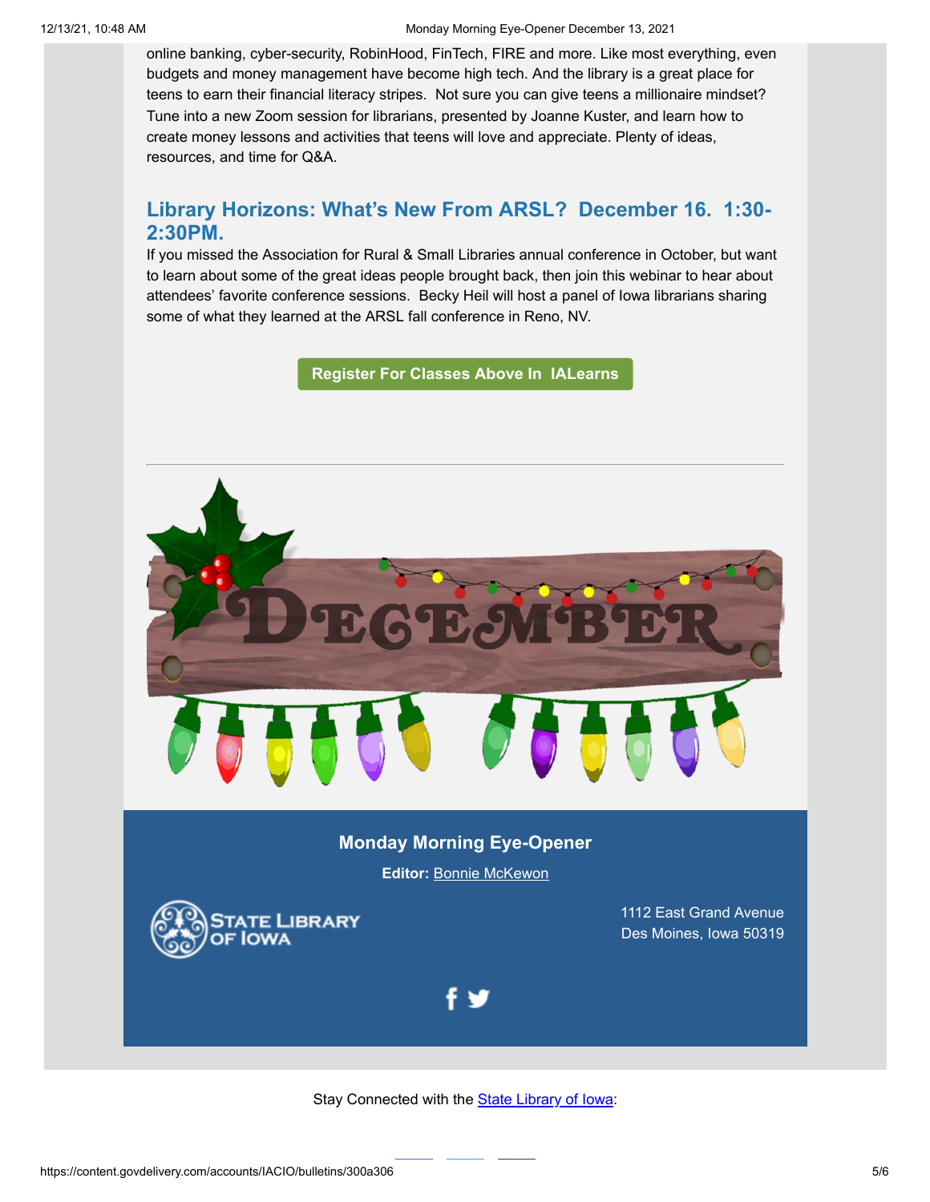online banking, cyber-security, RobinHood, FinTech, FIRE and more. Like most everything, even budgets and money management have become high tech. And the library is a great place for teens to earn their financial literacy stripes.  Not sure you can give teens a millionaire mindset? Tune into a new Zoom session for librarians, presented by Joanne Kuster, and learn how to create money lessons and activities that teens will love and appreciate. Plenty of ideas, resources, and time for Q&A.

## Library Horizons: What's New From ARSL?  December 16.  1:30-2:30PM.

If you missed the Association for Rural & Small Libraries annual conference in October, but want to learn about some of the great ideas people brought back, then join this webinar to hear about attendees' favorite conference sessions.  Becky Heil will host a panel of Iowa librarians sharing some of what they learned at the ARSL fall conference in Reno, NV.

**Register For Classes Above In  IALearns**

---

DECEMBER

**Monday Morning Eye-Opener**

**Editor:** Bonnie McKewon

STATE LIBRARY OF IOWA

1112 East Grand Avenue
Des Moines, Iowa 50319

Stay Connected with the State Library of Iowa: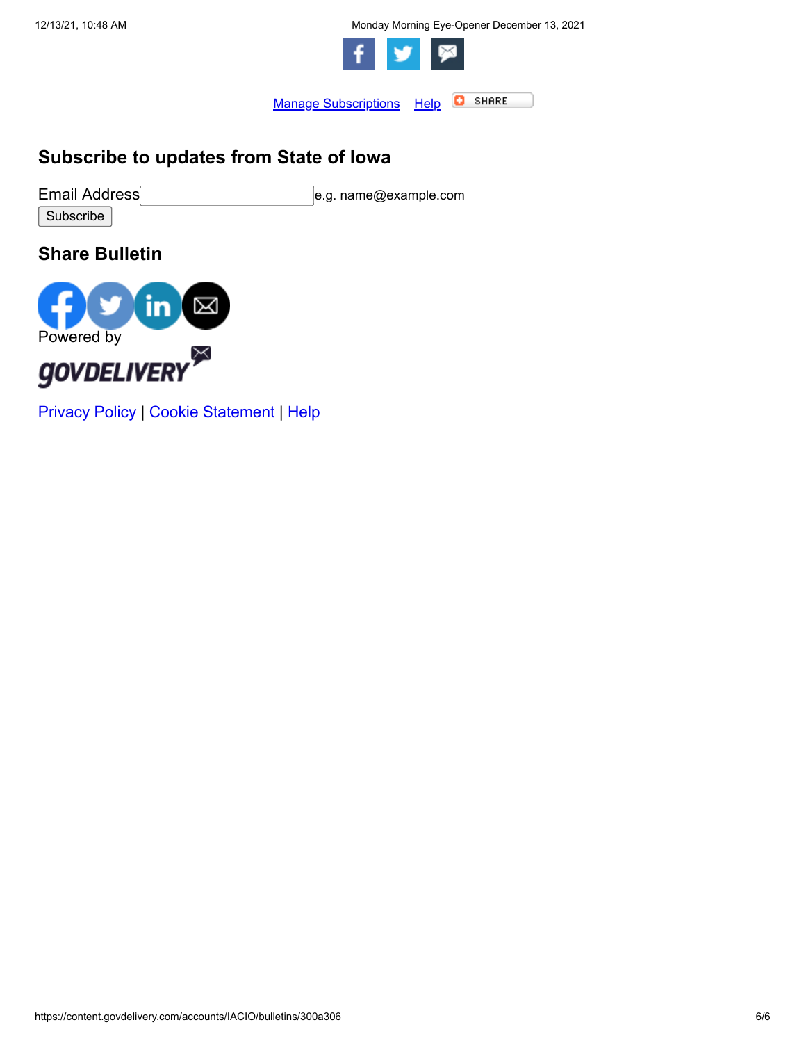[Manage Subscriptions](#) [Help](#) SHARE

## Subscribe to updates from State of Iowa

Email Address e.g. name@example.com

Subscribe

## Share Bulletin

Powered by

GOVDELIVERY

[Privacy Policy](#) | [Cookie Statement](#) | [Help](#)